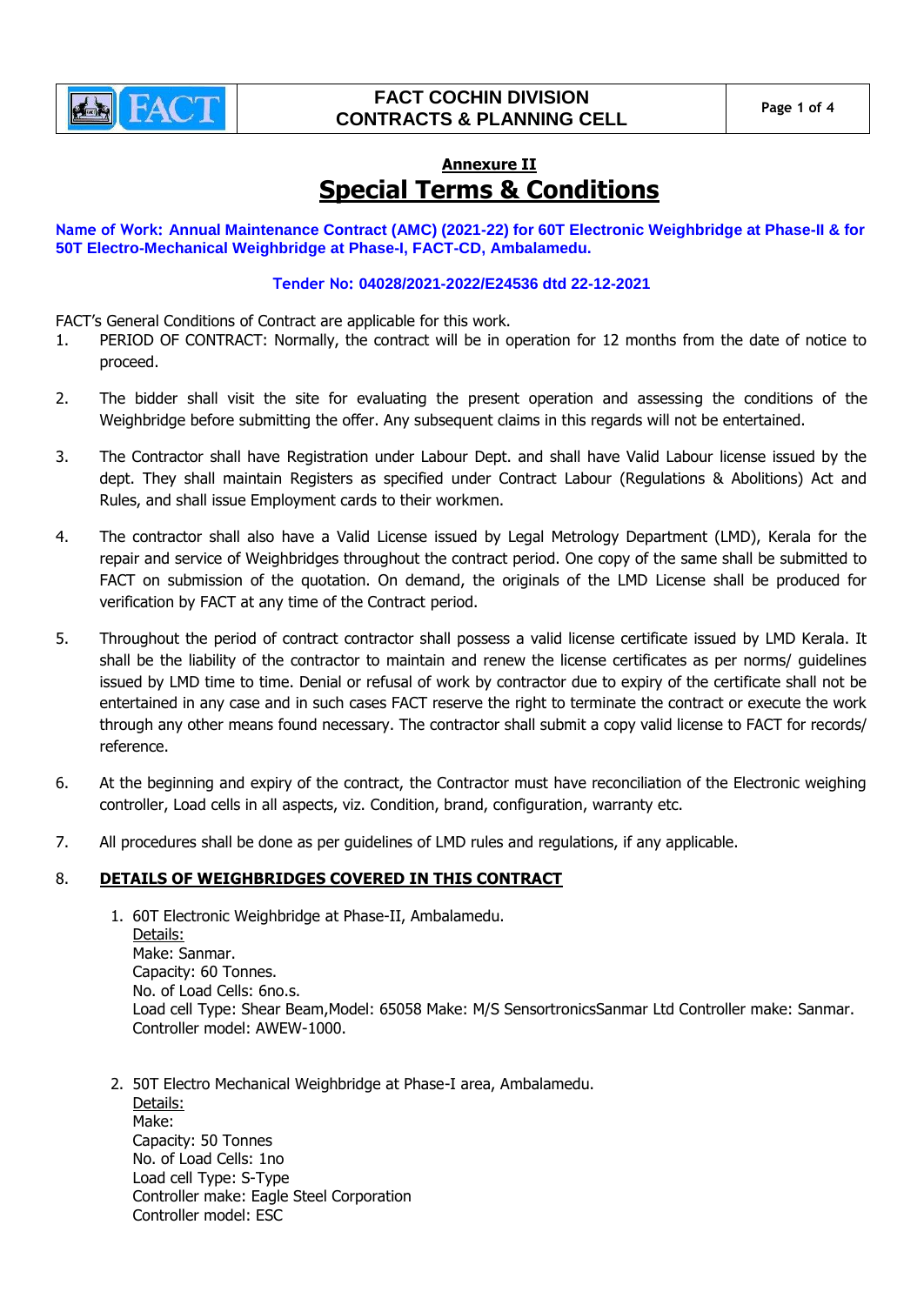# Annexure II

# Special Terms & Conditions

**Name of Work: Annual Maintenance Contract (AMC) (2021-22) for 60T Electronic Weighbridge at Phase-II & for 50T Electro-Mechanical Weighbridge at Phase-I, FACT-CD, Ambalamedu.**

**Tender No: 04028/2021-2022/E24536 dtd 22-12-2021**

FACT's General Conditions of Contract are applicable for this work.

1. PERIOD OF CONTRACT: Normally, the contract will be in operation for 12 months from the date of notice to proceed.

2. The bidder shall visit the site for evaluating the present operation and assessing the conditions of the Weighbridge before submitting the offer. Any subsequent claims in this regards will not be entertained.

3. The Contractor shall have Registration under Labour Dept. and shall have Valid Labour license issued by the dept. They shall maintain Registers as specified under Contract Labour (Regulations & Abolitions) Act and Rules, and shall issue Employment cards to their workmen.

4. The contractor shall also have a Valid License issued by Legal Metrology Department (LMD), Kerala for the repair and service of Weighbridges throughout the contract period. One copy of the same shall be submitted to FACT on submission of the quotation. On demand, the originals of the LMD License shall be produced for verification by FACT at any time of the Contract period.

5. Throughout the period of contract contractor shall possess a valid license certificate issued by LMD Kerala. It shall be the liability of the contractor to maintain and renew the license certificates as per norms/ guidelines issued by LMD time to time. Denial or refusal of work by contractor due to expiry of the certificate shall not be entertained in any case and in such cases FACT reserve the right to terminate the contract or execute the work through any other means found necessary. The contractor shall submit a copy valid license to FACT for records/ reference.

6. At the beginning and expiry of the contract, the Contractor must have reconciliation of the Electronic weighing controller, Load cells in all aspects, viz. Condition, brand, configuration, warranty etc.

7. All procedures shall be done as per guidelines of LMD rules and regulations, if any applicable.

8. **DETAILS OF WEIGHBRIDGES COVERED IN THIS CONTRACT**

   1. 60T Electronic Weighbridge at Phase-II, Ambalamedu.
      Details:
      Make: Sanmar.
      Capacity: 60 Tonnes.
      No. of Load Cells: 6no.s.
      Load cell Type: Shear Beam,Model: 65058 Make: M/S SensortronicsSanmar Ltd Controller make: Sanmar.
      Controller model: AWEW-1000.

   2. 50T Electro Mechanical Weighbridge at Phase-I area, Ambalamedu.
      Details:
      Make:
      Capacity: 50 Tonnes
      No. of Load Cells: 1no
      Load cell Type: S-Type
      Controller make: Eagle Steel Corporation
      Controller model: ESC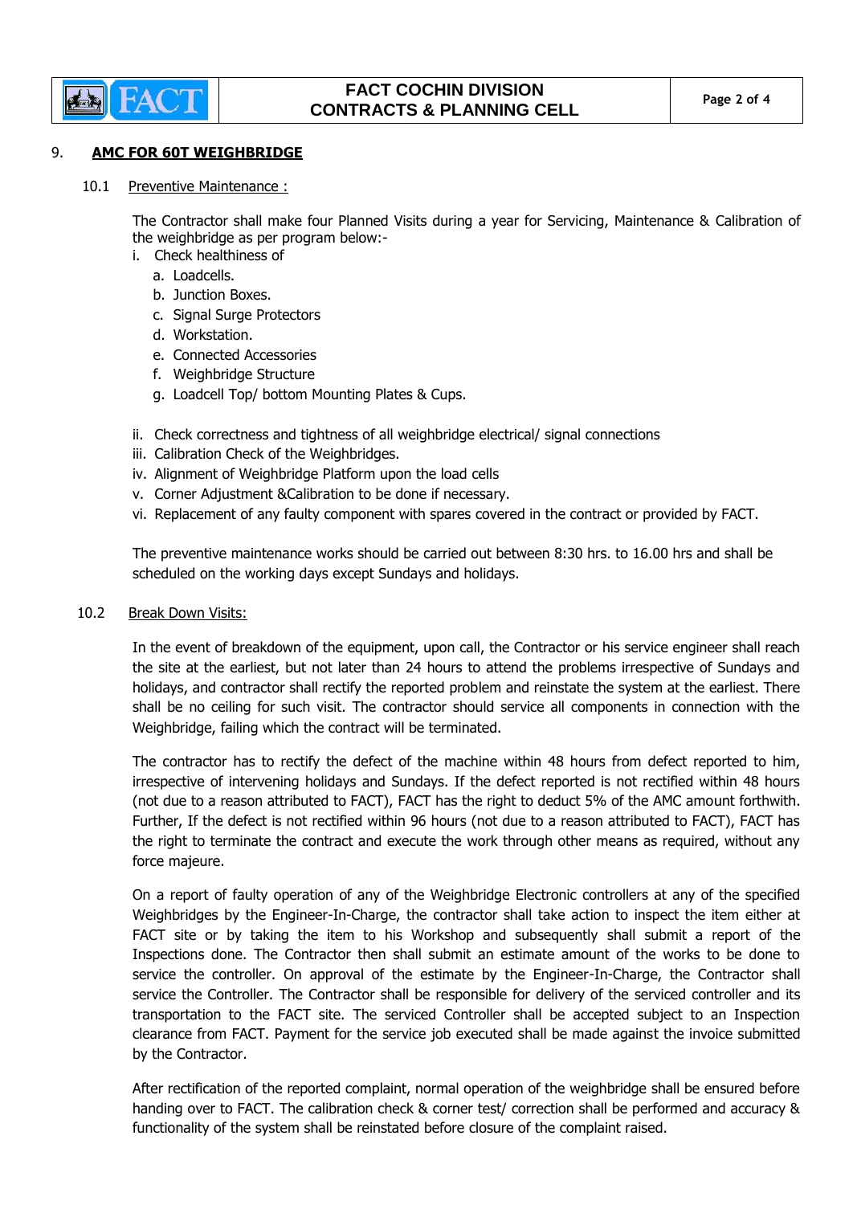## 9. **AMC FOR 60T WEIGHBRIDGE**

### 10.1 Preventive Maintenance :

The Contractor shall make four Planned Visits during a year for Servicing, Maintenance & Calibration of the weighbridge as per program below:-

i. Check healthiness of
   a. Loadcells.
   b. Junction Boxes.
   c. Signal Surge Protectors
   d. Workstation.
   e. Connected Accessories
   f. Weighbridge Structure
   g. Loadcell Top/ bottom Mounting Plates & Cups.

ii. Check correctness and tightness of all weighbridge electrical/ signal connections

iii. Calibration Check of the Weighbridges.

iv. Alignment of Weighbridge Platform upon the load cells

v. Corner Adjustment &Calibration to be done if necessary.

vi. Replacement of any faulty component with spares covered in the contract or provided by FACT.

The preventive maintenance works should be carried out between 8:30 hrs. to 16.00 hrs and shall be scheduled on the working days except Sundays and holidays.

### 10.2 Break Down Visits:

In the event of breakdown of the equipment, upon call, the Contractor or his service engineer shall reach the site at the earliest, but not later than 24 hours to attend the problems irrespective of Sundays and holidays, and contractor shall rectify the reported problem and reinstate the system at the earliest. There shall be no ceiling for such visit. The contractor should service all components in connection with the Weighbridge, failing which the contract will be terminated.

The contractor has to rectify the defect of the machine within 48 hours from defect reported to him, irrespective of intervening holidays and Sundays. If the defect reported is not rectified within 48 hours (not due to a reason attributed to FACT), FACT has the right to deduct 5% of the AMC amount forthwith. Further, If the defect is not rectified within 96 hours (not due to a reason attributed to FACT), FACT has the right to terminate the contract and execute the work through other means as required, without any force majeure.

On a report of faulty operation of any of the Weighbridge Electronic controllers at any of the specified Weighbridges by the Engineer-In-Charge, the contractor shall take action to inspect the item either at FACT site or by taking the item to his Workshop and subsequently shall submit a report of the Inspections done. The Contractor then shall submit an estimate amount of the works to be done to service the controller. On approval of the estimate by the Engineer-In-Charge, the Contractor shall service the Controller. The Contractor shall be responsible for delivery of the serviced controller and its transportation to the FACT site. The serviced Controller shall be accepted subject to an Inspection clearance from FACT. Payment for the service job executed shall be made against the invoice submitted by the Contractor.

After rectification of the reported complaint, normal operation of the weighbridge shall be ensured before handing over to FACT. The calibration check & corner test/ correction shall be performed and accuracy & functionality of the system shall be reinstated before closure of the complaint raised.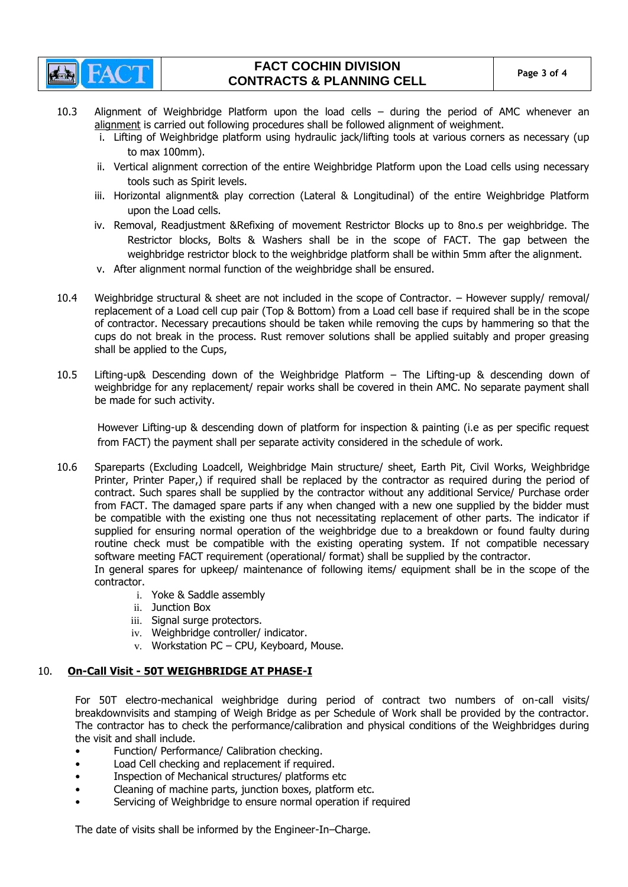10.3 Alignment of Weighbridge Platform upon the load cells – during the period of AMC whenever an alignment is carried out following procedures shall be followed alignment of weighment.

   i. Lifting of Weighbridge platform using hydraulic jack/lifting tools at various corners as necessary (up to max 100mm).
   ii. Vertical alignment correction of the entire Weighbridge Platform upon the Load cells using necessary tools such as Spirit levels.
   iii. Horizontal alignment& play correction (Lateral & Longitudinal) of the entire Weighbridge Platform upon the Load cells.
   iv. Removal, Readjustment &Refixing of movement Restrictor Blocks up to 8no.s per weighbridge. The Restrictor blocks, Bolts & Washers shall be in the scope of FACT. The gap between the weighbridge restrictor block to the weighbridge platform shall be within 5mm after the alignment.
   v. After alignment normal function of the weighbridge shall be ensured.

10.4 Weighbridge structural & sheet are not included in the scope of Contractor. – However supply/ removal/ replacement of a Load cell cup pair (Top & Bottom) from a Load cell base if required shall be in the scope of contractor. Necessary precautions should be taken while removing the cups by hammering so that the cups do not break in the process. Rust remover solutions shall be applied suitably and proper greasing shall be applied to the Cups,

10.5 Lifting-up& Descending down of the Weighbridge Platform – The Lifting-up & descending down of weighbridge for any replacement/ repair works shall be covered in thein AMC. No separate payment shall be made for such activity.

However Lifting-up & descending down of platform for inspection & painting (i.e as per specific request from FACT) the payment shall per separate activity considered in the schedule of work.

10.6 Spareparts (Excluding Loadcell, Weighbridge Main structure/ sheet, Earth Pit, Civil Works, Weighbridge Printer, Printer Paper,) if required shall be replaced by the contractor as required during the period of contract. Such spares shall be supplied by the contractor without any additional Service/ Purchase order from FACT. The damaged spare parts if any when changed with a new one supplied by the bidder must be compatible with the existing one thus not necessitating replacement of other parts. The indicator if supplied for ensuring normal operation of the weighbridge due to a breakdown or found faulty during routine check must be compatible with the existing operating system. If not compatible necessary software meeting FACT requirement (operational/ format) shall be supplied by the contractor.

In general spares for upkeep/ maintenance of following items/ equipment shall be in the scope of the contractor.

   i. Yoke & Saddle assembly
   ii. Junction Box
   iii. Signal surge protectors.
   iv. Weighbridge controller/ indicator.
   v. Workstation PC – CPU, Keyboard, Mouse.

## 10. On-Call Visit - 50T WEIGHBRIDGE AT PHASE-I

For 50T electro-mechanical weighbridge during period of contract two numbers of on-call visits/ breakdownvisits and stamping of Weigh Bridge as per Schedule of Work shall be provided by the contractor. The contractor has to check the performance/calibration and physical conditions of the Weighbridges during the visit and shall include.

- Function/ Performance/ Calibration checking.
- Load Cell checking and replacement if required.
- Inspection of Mechanical structures/ platforms etc
- Cleaning of machine parts, junction boxes, platform etc.
- Servicing of Weighbridge to ensure normal operation if required

The date of visits shall be informed by the Engineer-In–Charge.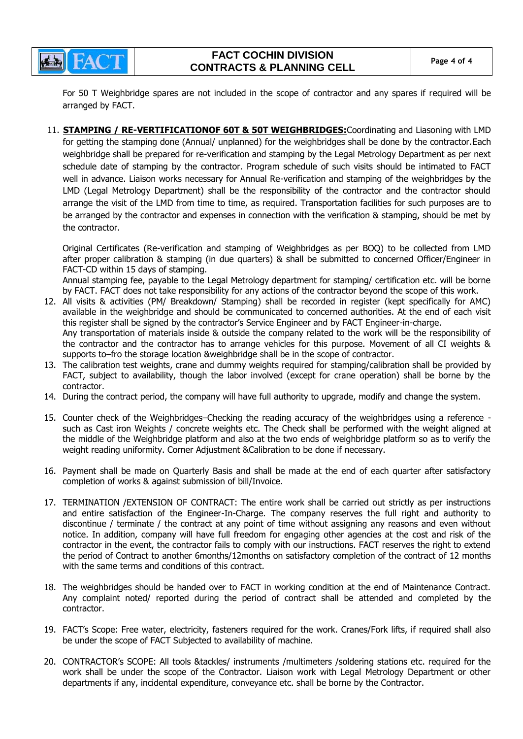For 50 T Weighbridge spares are not included in the scope of contractor and any spares if required will be arranged by FACT.

11. **STAMPING / RE-VERIFICATIONOF 60T & 50T WEIGHBRIDGES:**Coordinating and Liasoning with LMD for getting the stamping done (Annual/ unplanned) for the weighbridges shall be done by the contractor. Each weighbridge shall be prepared for re-verification and stamping by the Legal Metrology Department as per next schedule date of stamping by the contractor. Program schedule of such visits should be intimated to FACT well in advance. Liaison works necessary for Annual Re-verification and stamping of the weighbridges by the LMD (Legal Metrology Department) shall be the responsibility of the contractor and the contractor should arrange the visit of the LMD from time to time, as required. Transportation facilities for such purposes are to be arranged by the contractor and expenses in connection with the verification & stamping, should be met by the contractor.

    Original Certificates (Re-verification and stamping of Weighbridges as per BOQ) to be collected from LMD after proper calibration & stamping (in due quarters) & shall be submitted to concerned Officer/Engineer in FACT-CD within 15 days of stamping.
    Annual stamping fee, payable to the Legal Metrology department for stamping/ certification etc. will be borne by FACT. FACT does not take responsibility for any actions of the contractor beyond the scope of this work.
12. All visits & activities (PM/ Breakdown/ Stamping) shall be recorded in register (kept specifically for AMC) available in the weighbridge and should be communicated to concerned authorities. At the end of each visit this register shall be signed by the contractor's Service Engineer and by FACT Engineer-in-charge.
    Any transportation of materials inside & outside the company related to the work will be the responsibility of the contractor and the contractor has to arrange vehicles for this purpose. Movement of all CI weights & supports to–fro the storage location &weighbridge shall be in the scope of contractor.
13. The calibration test weights, crane and dummy weights required for stamping/calibration shall be provided by FACT, subject to availability, though the labor involved (except for crane operation) shall be borne by the contractor.
14. During the contract period, the company will have full authority to upgrade, modify and change the system.
15. Counter check of the Weighbridges–Checking the reading accuracy of the weighbridges using a reference - such as Cast iron Weights / concrete weights etc. The Check shall be performed with the weight aligned at the middle of the Weighbridge platform and also at the two ends of weighbridge platform so as to verify the weight reading uniformity. Corner Adjustment &Calibration to be done if necessary.
16. Payment shall be made on Quarterly Basis and shall be made at the end of each quarter after satisfactory completion of works & against submission of bill/Invoice.
17. TERMINATION /EXTENSION OF CONTRACT: The entire work shall be carried out strictly as per instructions and entire satisfaction of the Engineer-In-Charge. The company reserves the full right and authority to discontinue / terminate / the contract at any point of time without assigning any reasons and even without notice. In addition, company will have full freedom for engaging other agencies at the cost and risk of the contractor in the event, the contractor fails to comply with our instructions. FACT reserves the right to extend the period of Contract to another 6months/12months on satisfactory completion of the contract of 12 months with the same terms and conditions of this contract.
18. The weighbridges should be handed over to FACT in working condition at the end of Maintenance Contract. Any complaint noted/ reported during the period of contract shall be attended and completed by the contractor.
19. FACT's Scope: Free water, electricity, fasteners required for the work. Cranes/Fork lifts, if required shall also be under the scope of FACT Subjected to availability of machine.
20. CONTRACTOR's SCOPE: All tools &tackles/ instruments /multimeters /soldering stations etc. required for the work shall be under the scope of the Contractor. Liaison work with Legal Metrology Department or other departments if any, incidental expenditure, conveyance etc. shall be borne by the Contractor.